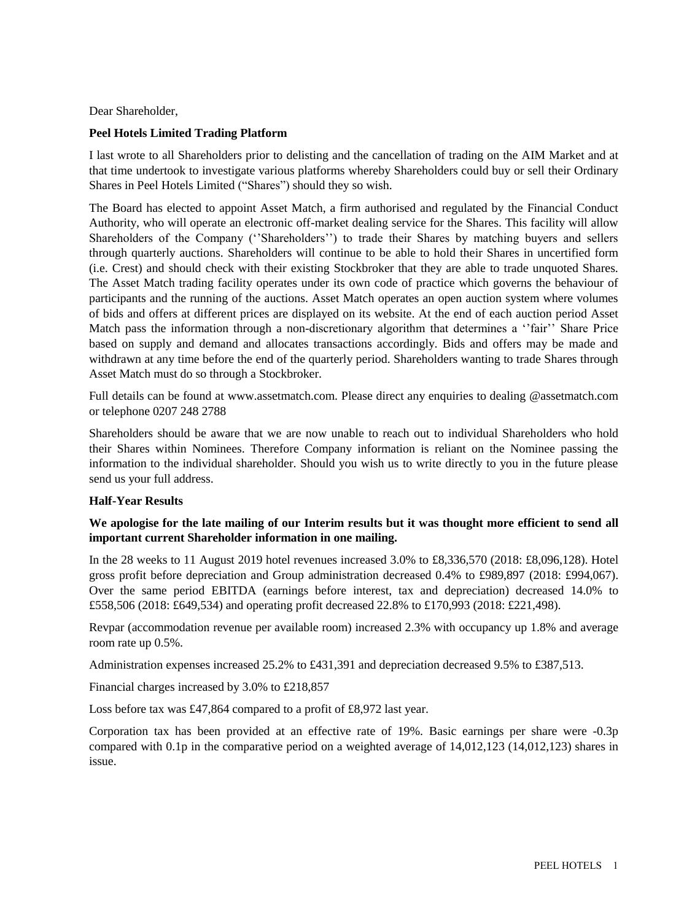Dear Shareholder,

**Peel Hotels Limited Trading Platform**

I last wrote to all Shareholders prior to delisting and the cancellation of trading on the AIM Market and at that time undertook to investigate various platforms whereby Shareholders could buy or sell their Ordinary Shares in Peel Hotels Limited ("Shares") should they so wish.

The Board has elected to appoint Asset Match, a firm authorised and regulated by the Financial Conduct Authority, who will operate an electronic off-market dealing service for the Shares. This facility will allow Shareholders of the Company (''Shareholders'') to trade their Shares by matching buyers and sellers through quarterly auctions. Shareholders will continue to be able to hold their Shares in uncertified form (i.e. Crest) and should check with their existing Stockbroker that they are able to trade unquoted Shares. The Asset Match trading facility operates under its own code of practice which governs the behaviour of participants and the running of the auctions. Asset Match operates an open auction system where volumes of bids and offers at different prices are displayed on its website. At the end of each auction period Asset Match pass the information through a non-discretionary algorithm that determines a ''fair'' Share Price based on supply and demand and allocates transactions accordingly. Bids and offers may be made and withdrawn at any time before the end of the quarterly period. Shareholders wanting to trade Shares through Asset Match must do so through a Stockbroker.

Full details can be found at www.assetmatch.com. Please direct any enquiries to dealing @assetmatch.com or telephone 0207 248 2788

Shareholders should be aware that we are now unable to reach out to individual Shareholders who hold their Shares within Nominees. Therefore Company information is reliant on the Nominee passing the information to the individual shareholder. Should you wish us to write directly to you in the future please send us your full address.

**Half-Year Results**

**We apologise for the late mailing of our Interim results but it was thought more efficient to send all important current Shareholder information in one mailing.**

In the 28 weeks to 11 August 2019 hotel revenues increased 3.0% to £8,336,570 (2018: £8,096,128). Hotel gross profit before depreciation and Group administration decreased 0.4% to £989,897 (2018: £994,067). Over the same period EBITDA (earnings before interest, tax and depreciation) decreased 14.0% to £558,506 (2018: £649,534) and operating profit decreased 22.8% to £170,993 (2018: £221,498).

Revpar (accommodation revenue per available room) increased 2.3% with occupancy up 1.8% and average room rate up 0.5%.

Administration expenses increased 25.2% to £431,391 and depreciation decreased 9.5% to £387,513.

Financial charges increased by 3.0% to £218,857

Loss before tax was £47,864 compared to a profit of £8,972 last year.

Corporation tax has been provided at an effective rate of 19%. Basic earnings per share were -0.3p compared with 0.1p in the comparative period on a weighted average of 14,012,123 (14,012,123) shares in issue.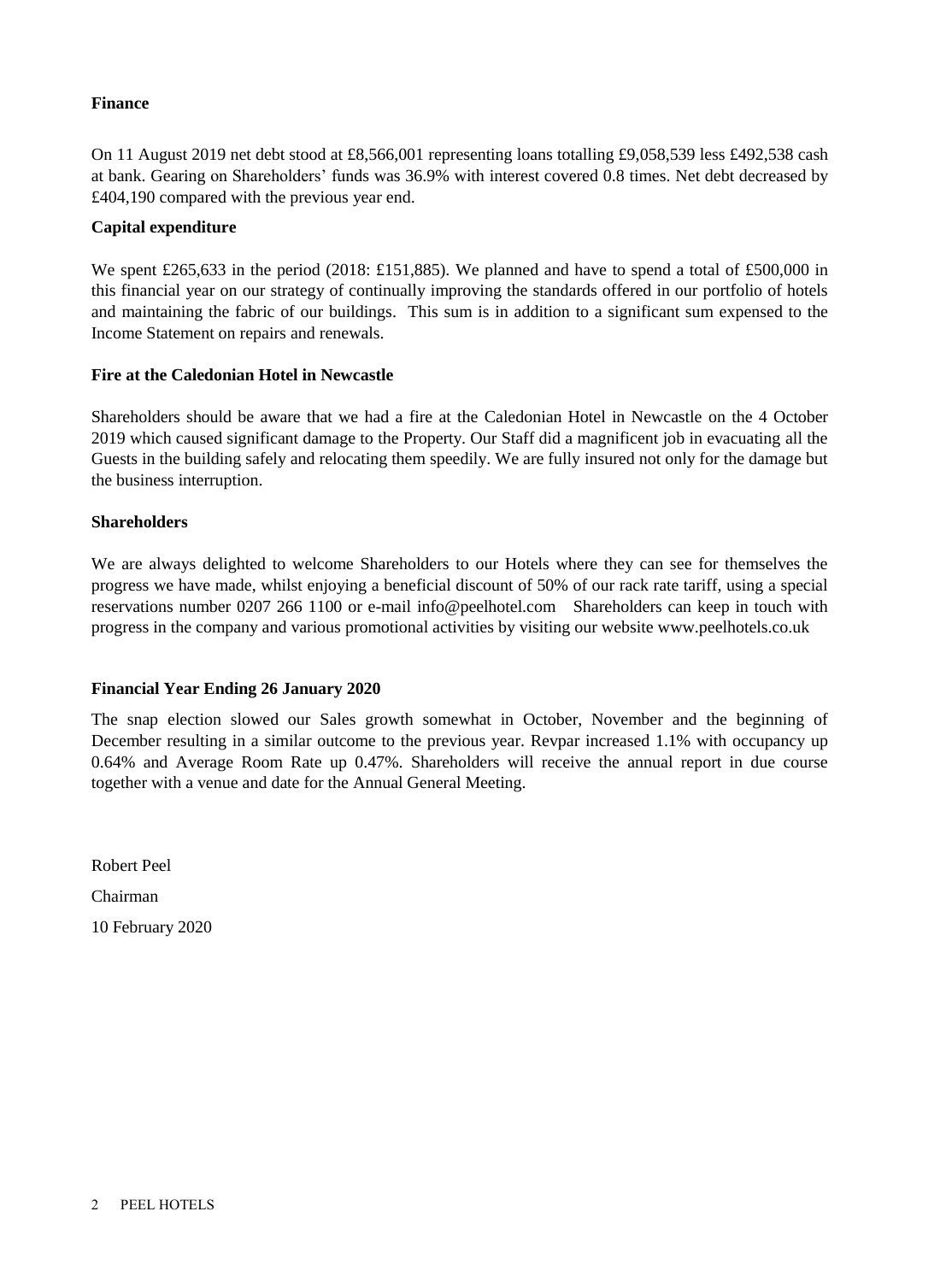**Finance**

On 11 August 2019 net debt stood at £8,566,001 representing loans totalling £9,058,539 less £492,538 cash at bank. Gearing on Shareholders' funds was 36.9% with interest covered 0.8 times. Net debt decreased by £404,190 compared with the previous year end.

**Capital expenditure**

We spent £265,633 in the period (2018: £151,885). We planned and have to spend a total of £500,000 in this financial year on our strategy of continually improving the standards offered in our portfolio of hotels and maintaining the fabric of our buildings. This sum is in addition to a significant sum expensed to the Income Statement on repairs and renewals.

**Fire at the Caledonian Hotel in Newcastle**

Shareholders should be aware that we had a fire at the Caledonian Hotel in Newcastle on the 4 October 2019 which caused significant damage to the Property. Our Staff did a magnificent job in evacuating all the Guests in the building safely and relocating them speedily. We are fully insured not only for the damage but the business interruption.

**Shareholders**

We are always delighted to welcome Shareholders to our Hotels where they can see for themselves the progress we have made, whilst enjoying a beneficial discount of 50% of our rack rate tariff, using a special reservations number 0207 266 1100 or e-mail info@peelhotel.com Shareholders can keep in touch with progress in the company and various promotional activities by visiting our website www.peelhotels.co.uk

**Financial Year Ending 26 January 2020**

The snap election slowed our Sales growth somewhat in October, November and the beginning of December resulting in a similar outcome to the previous year. Revpar increased 1.1% with occupancy up 0.64% and Average Room Rate up 0.47%. Shareholders will receive the annual report in due course together with a venue and date for the Annual General Meeting.

Robert Peel

Chairman

10 February 2020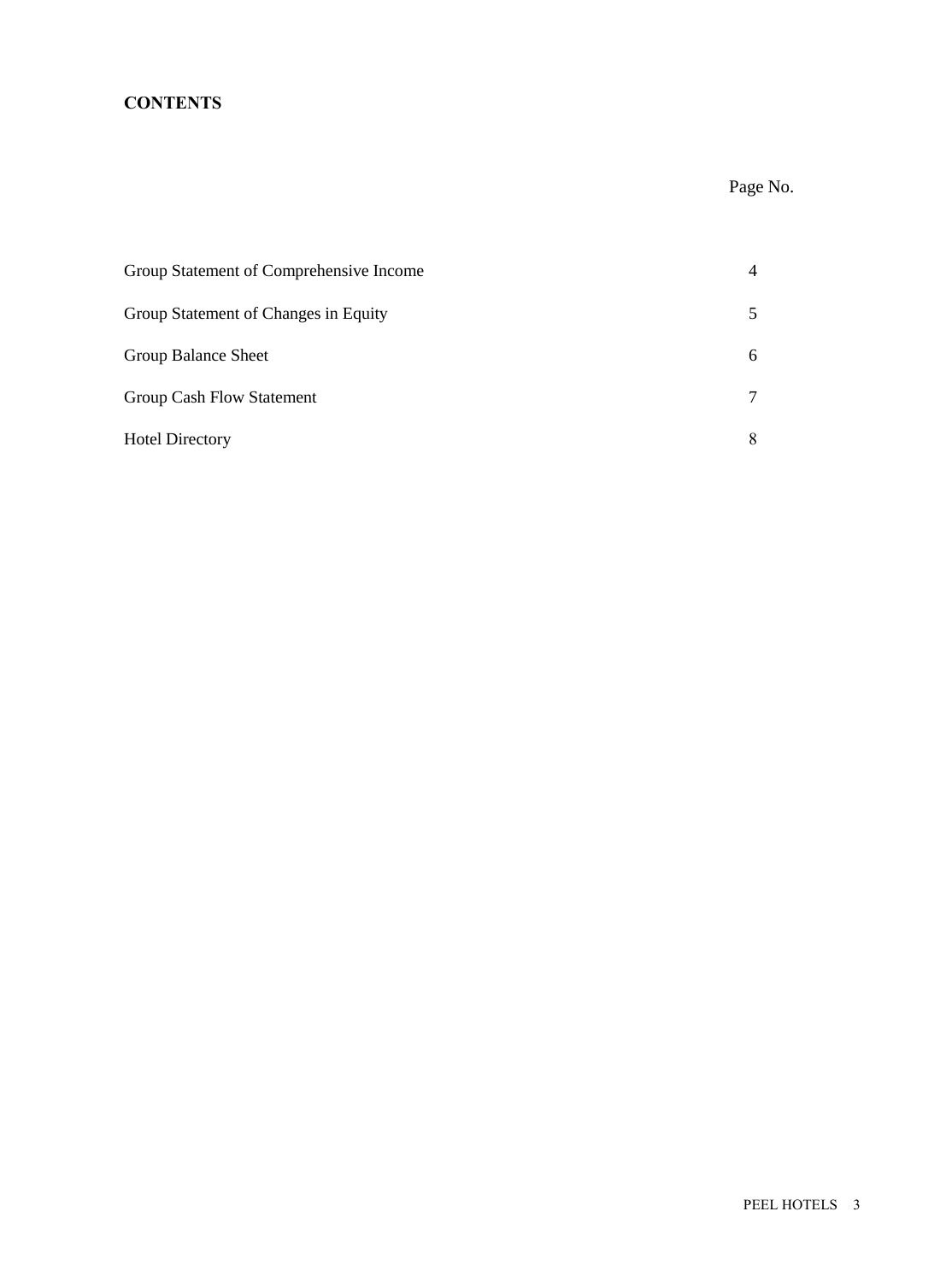**CONTENTS**

| | Page No. |
|---|---|
| Group Statement of Comprehensive Income | 4 |
| Group Statement of Changes in Equity | 5 |
| Group Balance Sheet | 6 |
| Group Cash Flow Statement | 7 |
| Hotel Directory | 8 |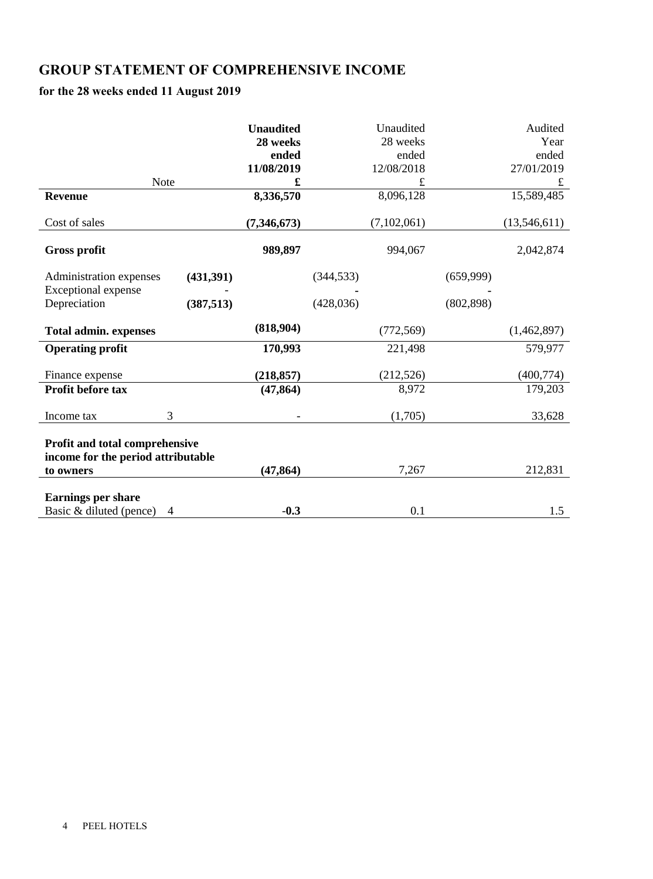# GROUP STATEMENT OF COMPREHENSIVE INCOME

## for the 28 weeks ended 11 August 2019

| | Note | | **Unaudited 28 weeks ended 11/08/2019** | | Unaudited 28 weeks ended 12/08/2018 | | Audited Year ended 27/01/2019 |
|---|---|---|---|---|---|---|---|
| | | | **£** | | £ | | £ |
| **Revenue** | | | **8,336,570** | | 8,096,128 | | 15,589,485 |
| Cost of sales | | | **(7,346,673)** | | (7,102,061) | | (13,546,611) |
| **Gross profit** | | | **989,897** | | 994,067 | | 2,042,874 |
| Administration expenses | | **(431,391)** | | (344,533) | | (659,999) | |
| Exceptional expense | | - | | - | | - | |
| Depreciation | | **(387,513)** | | (428,036) | | (802,898) | |
| **Total admin. expenses** | | | **(818,904)** | | (772,569) | | (1,462,897) |
| **Operating profit** | | | **170,993** | | 221,498 | | 579,977 |
| Finance expense | | | **(218,857)** | | (212,526) | | (400,774) |
| **Profit before tax** | | | **(47,864)** | | 8,972 | | 179,203 |
| Income tax | 3 | | - | | (1,705) | | 33,628 |
| **Profit and total comprehensive income for the period attributable to owners** | | | **(47,864)** | | 7,267 | | 212,831 |
| **Earnings per share** | | | | | | | |
| Basic & diluted (pence) | 4 | | **-0.3** | | 0.1 | | 1.5 |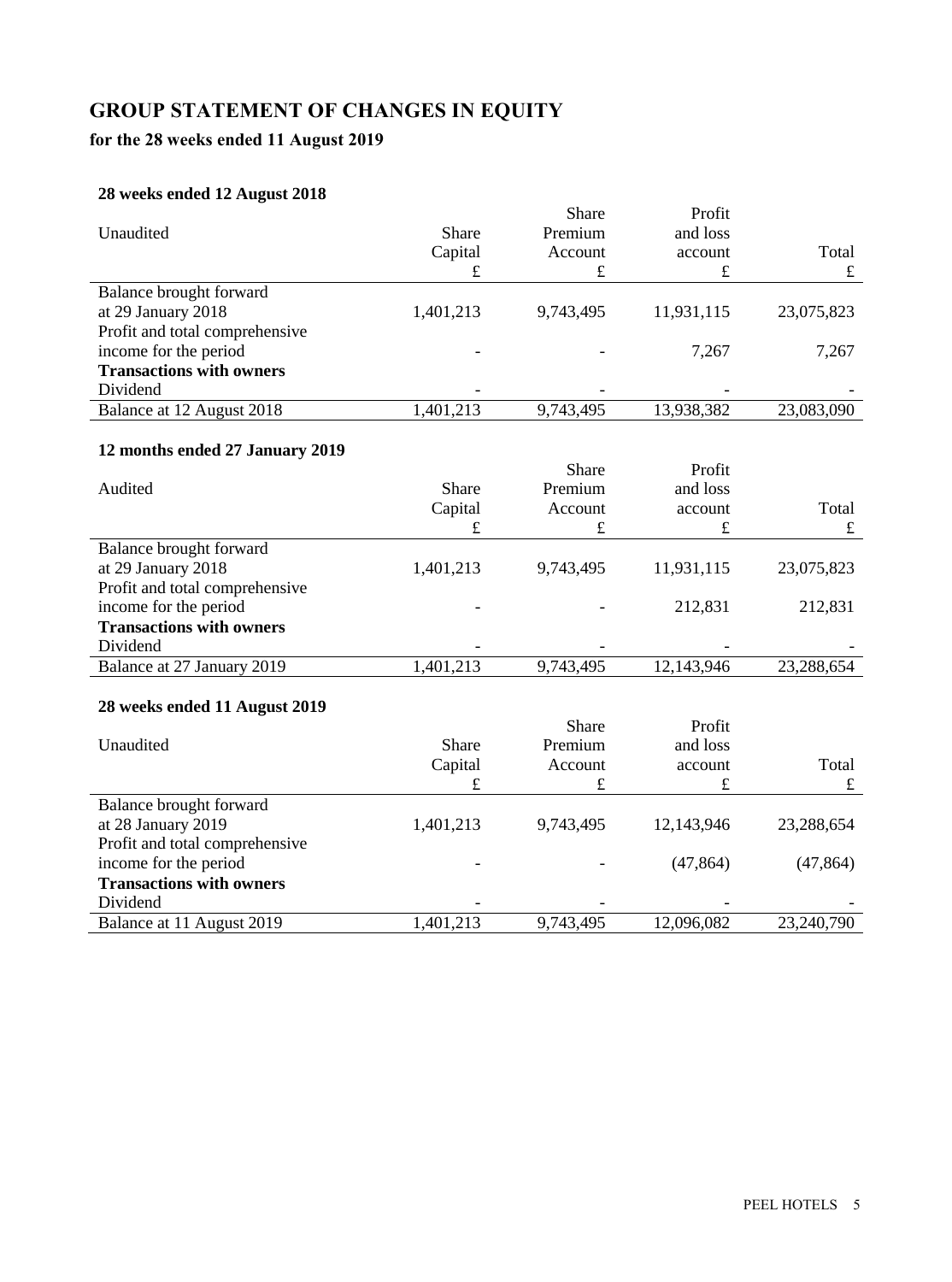# GROUP STATEMENT OF CHANGES IN EQUITY

## for the 28 weeks ended 11 August 2019

### 28 weeks ended 12 August 2018

| Unaudited | Share Capital £ | Share Premium Account £ | Profit and loss account £ | Total £ |
|---|---|---|---|---|
| Balance brought forward at 29 January 2018 | 1,401,213 | 9,743,495 | 11,931,115 | 23,075,823 |
| Profit and total comprehensive income for the period | - | - | 7,267 | 7,267 |
| **Transactions with owners** | | | | |
| Dividend | - | - | - | - |
| Balance at 12 August 2018 | 1,401,213 | 9,743,495 | 13,938,382 | 23,083,090 |

### 12 months ended 27 January 2019

| Audited | Share Capital £ | Share Premium Account £ | Profit and loss account £ | Total £ |
|---|---|---|---|---|
| Balance brought forward at 29 January 2018 | 1,401,213 | 9,743,495 | 11,931,115 | 23,075,823 |
| Profit and total comprehensive income for the period | - | - | 212,831 | 212,831 |
| **Transactions with owners** | | | | |
| Dividend | - | - | - | - |
| Balance at 27 January 2019 | 1,401,213 | 9,743,495 | 12,143,946 | 23,288,654 |

### 28 weeks ended 11 August 2019

| Unaudited | Share Capital £ | Share Premium Account £ | Profit and loss account £ | Total £ |
|---|---|---|---|---|
| Balance brought forward at 28 January 2019 | 1,401,213 | 9,743,495 | 12,143,946 | 23,288,654 |
| Profit and total comprehensive income for the period | - | - | (47,864) | (47,864) |
| **Transactions with owners** | | | | |
| Dividend | - | - | - | - |
| Balance at 11 August 2019 | 1,401,213 | 9,743,495 | 12,096,082 | 23,240,790 |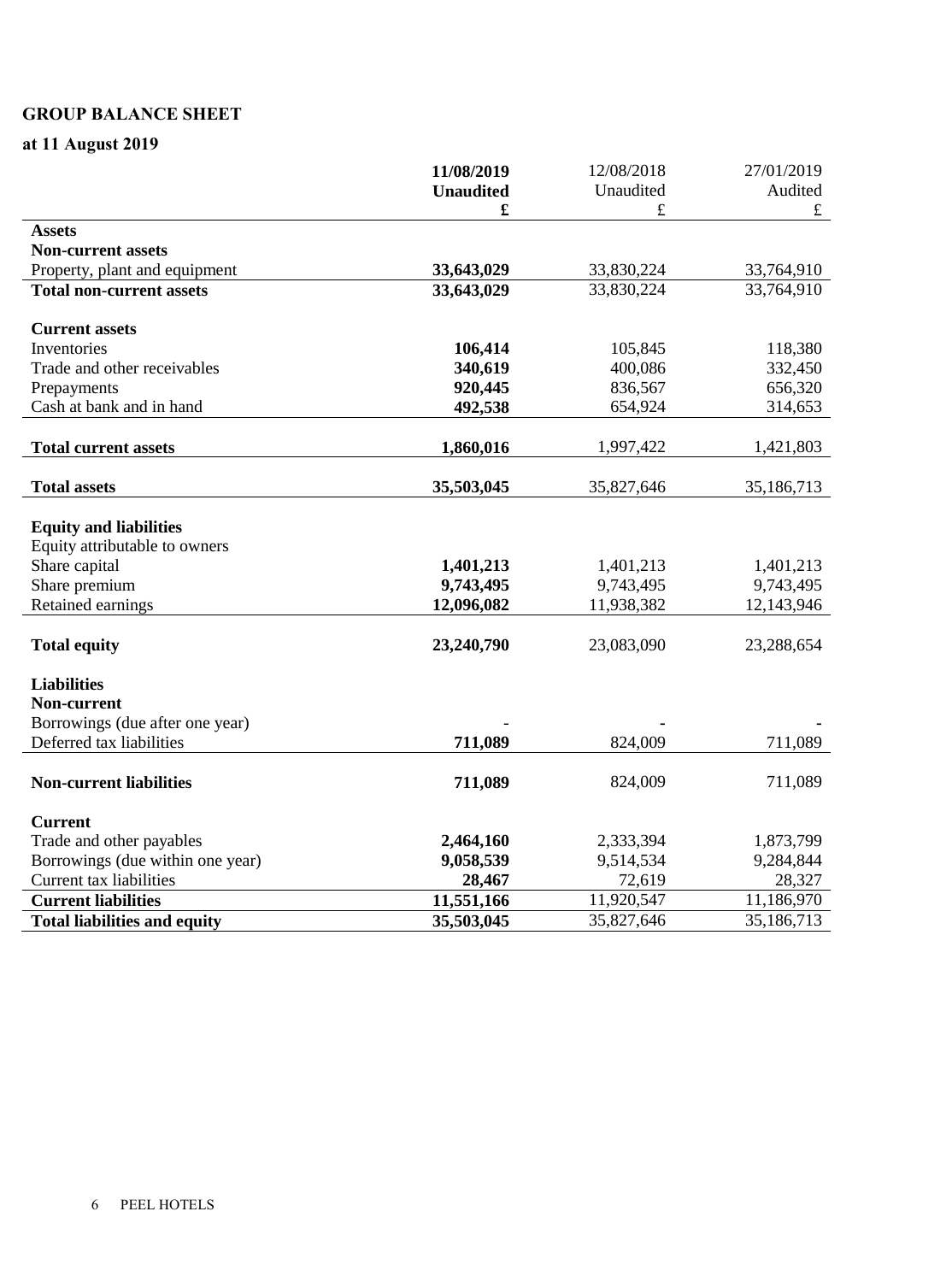## GROUP BALANCE SHEET

### at 11 August 2019

| | **11/08/2019** | 12/08/2018 | 27/01/2019 |
|---|---|---|---|
| | **Unaudited** | Unaudited | Audited |
| | **£** | £ | £ |
| **Assets** | | | |
| **Non-current assets** | | | |
| Property, plant and equipment | **33,643,029** | 33,830,224 | 33,764,910 |
| **Total non-current assets** | **33,643,029** | 33,830,224 | 33,764,910 |
| | | | |
| **Current assets** | | | |
| Inventories | **106,414** | 105,845 | 118,380 |
| Trade and other receivables | **340,619** | 400,086 | 332,450 |
| Prepayments | **920,445** | 836,567 | 656,320 |
| Cash at bank and in hand | **492,538** | 654,924 | 314,653 |
| | | | |
| **Total current assets** | **1,860,016** | 1,997,422 | 1,421,803 |
| | | | |
| **Total assets** | **35,503,045** | 35,827,646 | 35,186,713 |
| | | | |
| **Equity and liabilities** | | | |
| Equity attributable to owners | | | |
| Share capital | **1,401,213** | 1,401,213 | 1,401,213 |
| Share premium | **9,743,495** | 9,743,495 | 9,743,495 |
| Retained earnings | **12,096,082** | 11,938,382 | 12,143,946 |
| | | | |
| **Total equity** | **23,240,790** | 23,083,090 | 23,288,654 |
| | | | |
| **Liabilities** | | | |
| **Non-current** | | | |
| Borrowings (due after one year) | - | - | - |
| Deferred tax liabilities | **711,089** | 824,009 | 711,089 |
| | | | |
| **Non-current liabilities** | **711,089** | 824,009 | 711,089 |
| | | | |
| **Current** | | | |
| Trade and other payables | **2,464,160** | 2,333,394 | 1,873,799 |
| Borrowings (due within one year) | **9,058,539** | 9,514,534 | 9,284,844 |
| Current tax liabilities | **28,467** | 72,619 | 28,327 |
| **Current liabilities** | **11,551,166** | 11,920,547 | 11,186,970 |
| **Total liabilities and equity** | **35,503,045** | 35,827,646 | 35,186,713 |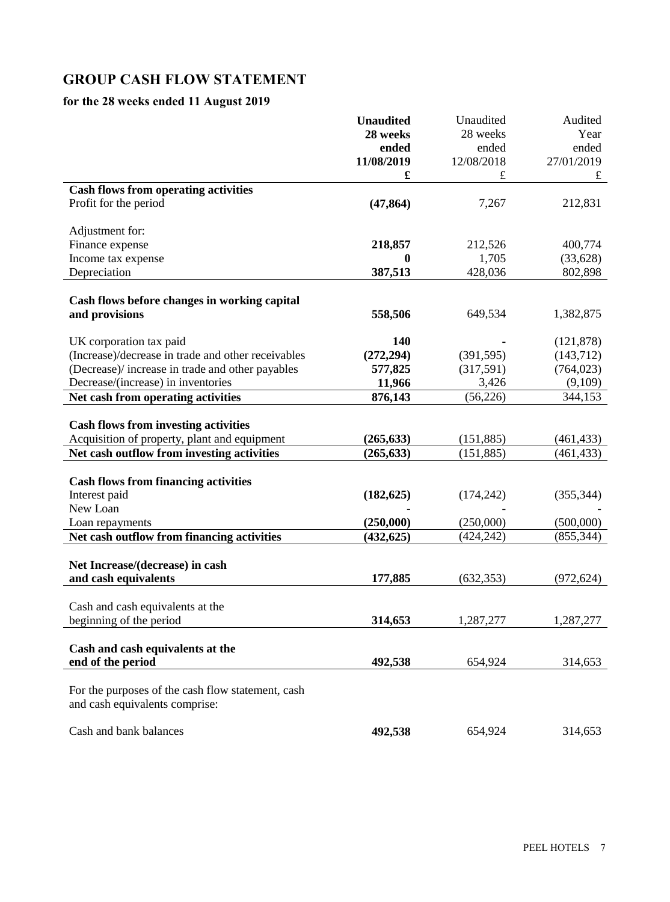# GROUP CASH FLOW STATEMENT

## for the 28 weeks ended 11 August 2019

| | **Unaudited 28 weeks ended 11/08/2019 £** | Unaudited 28 weeks ended 12/08/2018 £ | Audited Year ended 27/01/2019 £ |
|---|---|---|---|
| **Cash flows from operating activities** | | | |
| Profit for the period | **(47,864)** | 7,267 | 212,831 |
| | | | |
| Adjustment for: | | | |
| Finance expense | **218,857** | 212,526 | 400,774 |
| Income tax expense | **0** | 1,705 | (33,628) |
| Depreciation | **387,513** | 428,036 | 802,898 |
| | | | |
| **Cash flows before changes in working capital and provisions** | **558,506** | 649,534 | 1,382,875 |
| | | | |
| UK corporation tax paid | **140** | - | (121,878) |
| (Increase)/decrease in trade and other receivables | **(272,294)** | (391,595) | (143,712) |
| (Decrease)/ increase in trade and other payables | **577,825** | (317,591) | (764,023) |
| Decrease/(increase) in inventories | **11,966** | 3,426 | (9,109) |
| **Net cash from operating activities** | **876,143** | (56,226) | 344,153 |
| | | | |
| **Cash flows from investing activities** | | | |
| Acquisition of property, plant and equipment | **(265,633)** | (151,885) | (461,433) |
| **Net cash outflow from investing activities** | **(265,633)** | (151,885) | (461,433) |
| | | | |
| **Cash flows from financing activities** | | | |
| Interest paid | **(182,625)** | (174,242) | (355,344) |
| New Loan | **-** | - | - |
| Loan repayments | **(250,000)** | (250,000) | (500,000) |
| **Net cash outflow from financing activities** | **(432,625)** | (424,242) | (855,344) |
| | | | |
| **Net Increase/(decrease) in cash and cash equivalents** | **177,885** | (632,353) | (972,624) |
| | | | |
| Cash and cash equivalents at the beginning of the period | **314,653** | 1,287,277 | 1,287,277 |
| | | | |
| **Cash and cash equivalents at the end of the period** | **492,538** | 654,924 | 314,653 |

For the purposes of the cash flow statement, cash and cash equivalents comprise:

| | | | |
|---|---|---|---|
| Cash and bank balances | **492,538** | 654,924 | 314,653 |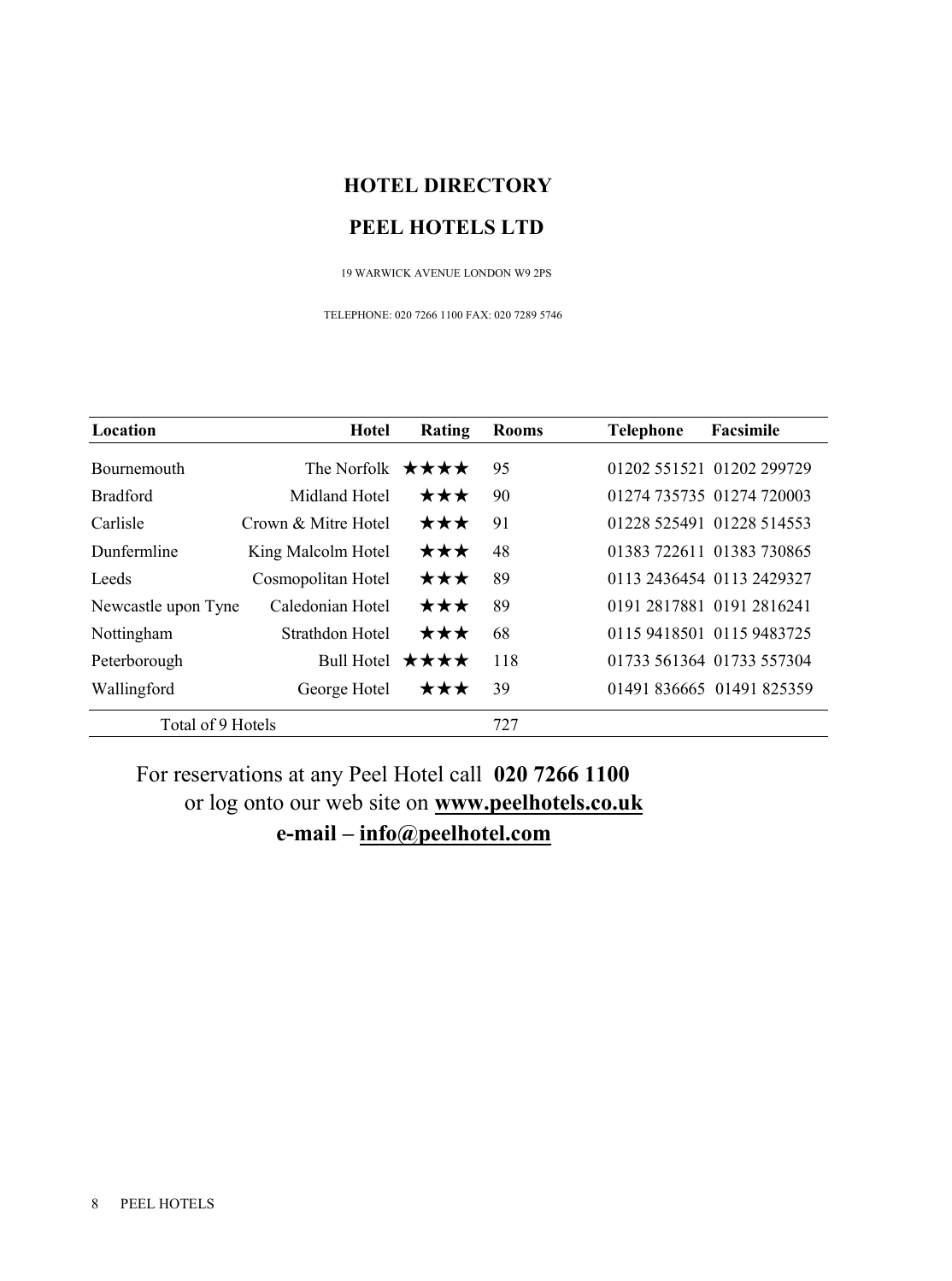# HOTEL DIRECTORY

## PEEL HOTELS LTD

19 WARWICK AVENUE LONDON W9 2PS

TELEPHONE: 020 7266 1100 FAX: 020 7289 5746

| Location | Hotel | Rating | Rooms | Telephone | Facsimile |
|---|---|---|---|---|---|
| Bournemouth | The Norfolk | ★★★★ | 95 | 01202 551521 | 01202 299729 |
| Bradford | Midland Hotel | ★★★ | 90 | 01274 735735 | 01274 720003 |
| Carlisle | Crown & Mitre Hotel | ★★★ | 91 | 01228 525491 | 01228 514553 |
| Dunfermline | King Malcolm Hotel | ★★★ | 48 | 01383 722611 | 01383 730865 |
| Leeds | Cosmopolitan Hotel | ★★★ | 89 | 0113 2436454 | 0113 2429327 |
| Newcastle upon Tyne | Caledonian Hotel | ★★★ | 89 | 0191 2817881 | 0191 2816241 |
| Nottingham | Strathdon Hotel | ★★★ | 68 | 0115 9418501 | 0115 9483725 |
| Peterborough | Bull Hotel | ★★★★ | 118 | 01733 561364 | 01733 557304 |
| Wallingford | George Hotel | ★★★ | 39 | 01491 836665 | 01491 825359 |
| Total of 9 Hotels | | | 727 | | |

For reservations at any Peel Hotel call **020 7266 1100**
or log onto our web site on **www.peelhotels.co.uk**
**e-mail – info@peelhotel.com**